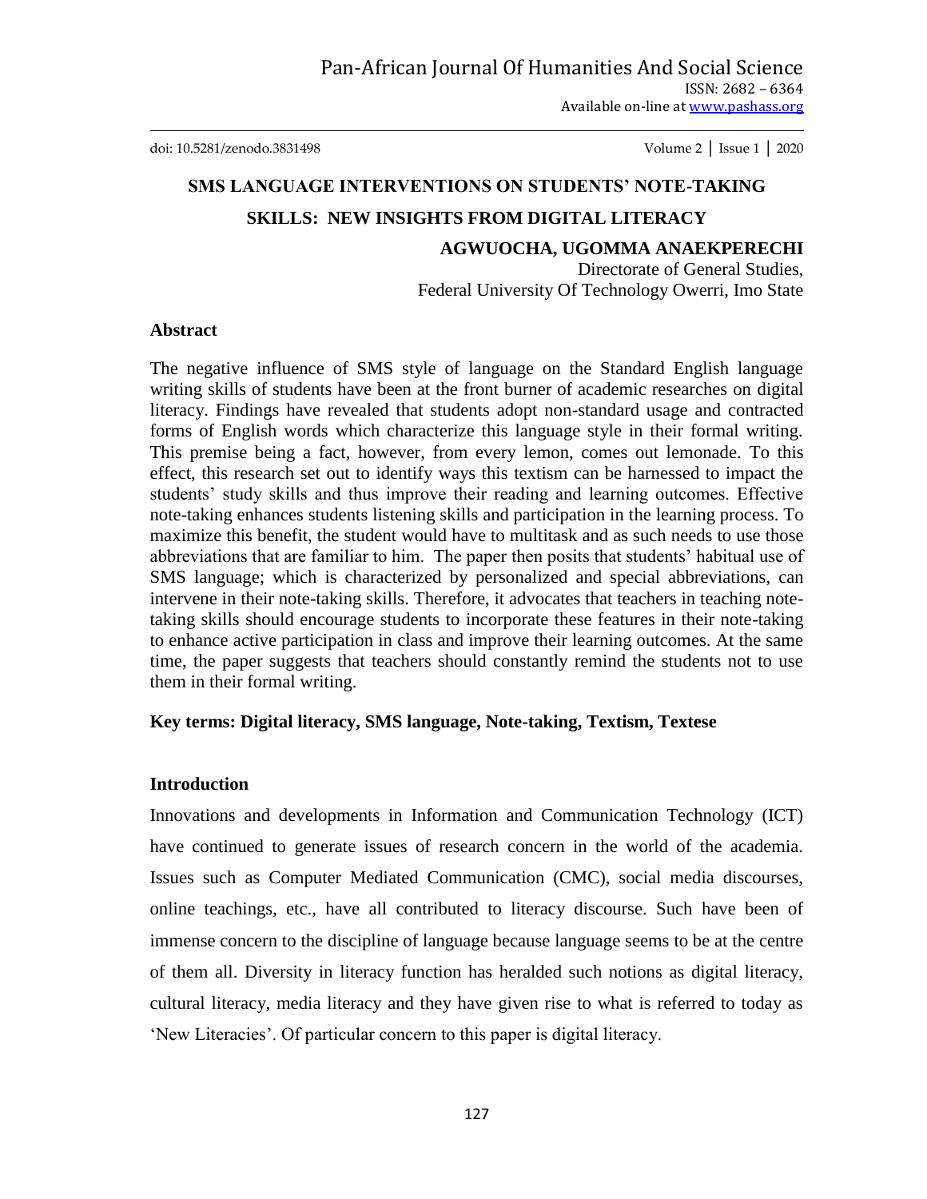# SMS LANGUAGE INTERVENTIONS ON STUDENTS' NOTE-TAKING SKILLS: NEW INSIGHTS FROM DIGITAL LITERACY

**AGWUOCHA, UGOMMA ANAEKPERECHI**

Directorate of General Studies,
Federal University Of Technology Owerri, Imo State

## Abstract

The negative influence of SMS style of language on the Standard English language writing skills of students have been at the front burner of academic researches on digital literacy. Findings have revealed that students adopt non-standard usage and contracted forms of English words which characterize this language style in their formal writing. This premise being a fact, however, from every lemon, comes out lemonade. To this effect, this research set out to identify ways this textism can be harnessed to impact the students' study skills and thus improve their reading and learning outcomes. Effective note-taking enhances students listening skills and participation in the learning process. To maximize this benefit, the student would have to multitask and as such needs to use those abbreviations that are familiar to him. The paper then posits that students' habitual use of SMS language; which is characterized by personalized and special abbreviations, can intervene in their note-taking skills. Therefore, it advocates that teachers in teaching note-taking skills should encourage students to incorporate these features in their note-taking to enhance active participation in class and improve their learning outcomes. At the same time, the paper suggests that teachers should constantly remind the students not to use them in their formal writing.

**Key terms: Digital literacy, SMS language, Note-taking, Textism, Textese**

## Introduction

Innovations and developments in Information and Communication Technology (ICT) have continued to generate issues of research concern in the world of the academia. Issues such as Computer Mediated Communication (CMC), social media discourses, online teachings, etc., have all contributed to literacy discourse. Such have been of immense concern to the discipline of language because language seems to be at the centre of them all. Diversity in literacy function has heralded such notions as digital literacy, cultural literacy, media literacy and they have given rise to what is referred to today as 'New Literacies'. Of particular concern to this paper is digital literacy.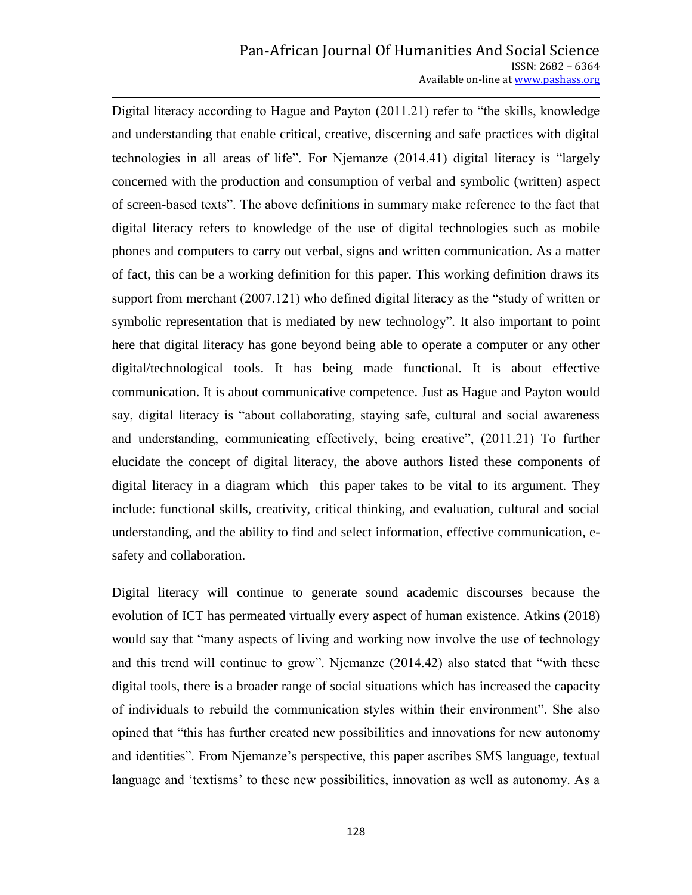Digital literacy according to Hague and Payton (2011.21) refer to "the skills, knowledge and understanding that enable critical, creative, discerning and safe practices with digital technologies in all areas of life". For Njemanze (2014.41) digital literacy is "largely concerned with the production and consumption of verbal and symbolic (written) aspect of screen-based texts". The above definitions in summary make reference to the fact that digital literacy refers to knowledge of the use of digital technologies such as mobile phones and computers to carry out verbal, signs and written communication. As a matter of fact, this can be a working definition for this paper. This working definition draws its support from merchant (2007.121) who defined digital literacy as the "study of written or symbolic representation that is mediated by new technology". It also important to point here that digital literacy has gone beyond being able to operate a computer or any other digital/technological tools. It has being made functional. It is about effective communication. It is about communicative competence. Just as Hague and Payton would say, digital literacy is "about collaborating, staying safe, cultural and social awareness and understanding, communicating effectively, being creative", (2011.21) To further elucidate the concept of digital literacy, the above authors listed these components of digital literacy in a diagram which this paper takes to be vital to its argument. They include: functional skills, creativity, critical thinking, and evaluation, cultural and social understanding, and the ability to find and select information, effective communication, e-safety and collaboration.

Digital literacy will continue to generate sound academic discourses because the evolution of ICT has permeated virtually every aspect of human existence. Atkins (2018) would say that "many aspects of living and working now involve the use of technology and this trend will continue to grow". Njemanze (2014.42) also stated that "with these digital tools, there is a broader range of social situations which has increased the capacity of individuals to rebuild the communication styles within their environment". She also opined that "this has further created new possibilities and innovations for new autonomy and identities". From Njemanze's perspective, this paper ascribes SMS language, textual language and 'textisms' to these new possibilities, innovation as well as autonomy. As a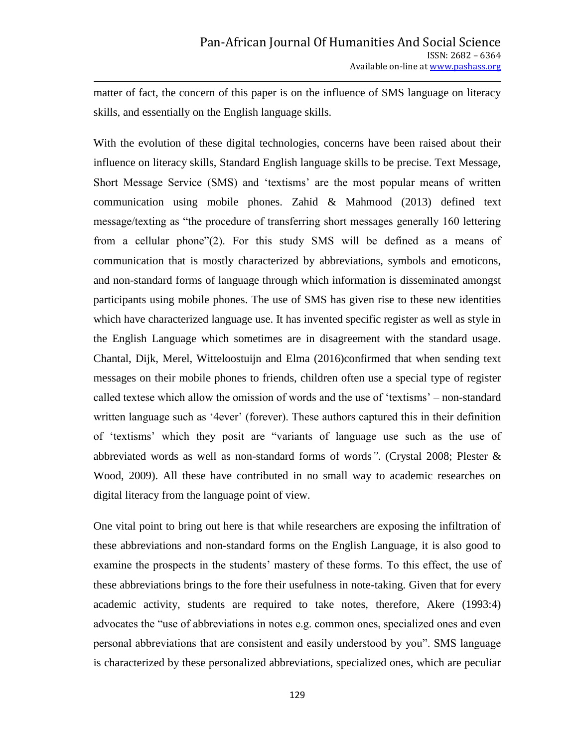matter of fact, the concern of this paper is on the influence of SMS language on literacy skills, and essentially on the English language skills.

With the evolution of these digital technologies, concerns have been raised about their influence on literacy skills, Standard English language skills to be precise. Text Message, Short Message Service (SMS) and 'textisms' are the most popular means of written communication using mobile phones. Zahid & Mahmood (2013) defined text message/texting as "the procedure of transferring short messages generally 160 lettering from a cellular phone"(2). For this study SMS will be defined as a means of communication that is mostly characterized by abbreviations, symbols and emoticons, and non-standard forms of language through which information is disseminated amongst participants using mobile phones. The use of SMS has given rise to these new identities which have characterized language use. It has invented specific register as well as style in the English Language which sometimes are in disagreement with the standard usage. Chantal, Dijk, Merel, Witteloostuijn and Elma (2016)confirmed that when sending text messages on their mobile phones to friends, children often use a special type of register called textese which allow the omission of words and the use of 'textisms' – non-standard written language such as '4ever' (forever). These authors captured this in their definition of 'textisms' which they posit are "variants of language use such as the use of abbreviated words as well as non-standard forms of words*"*. (Crystal 2008; Plester & Wood, 2009). All these have contributed in no small way to academic researches on digital literacy from the language point of view.

One vital point to bring out here is that while researchers are exposing the infiltration of these abbreviations and non-standard forms on the English Language, it is also good to examine the prospects in the students' mastery of these forms. To this effect, the use of these abbreviations brings to the fore their usefulness in note-taking. Given that for every academic activity, students are required to take notes, therefore, Akere (1993:4) advocates the "use of abbreviations in notes e.g. common ones, specialized ones and even personal abbreviations that are consistent and easily understood by you". SMS language is characterized by these personalized abbreviations, specialized ones, which are peculiar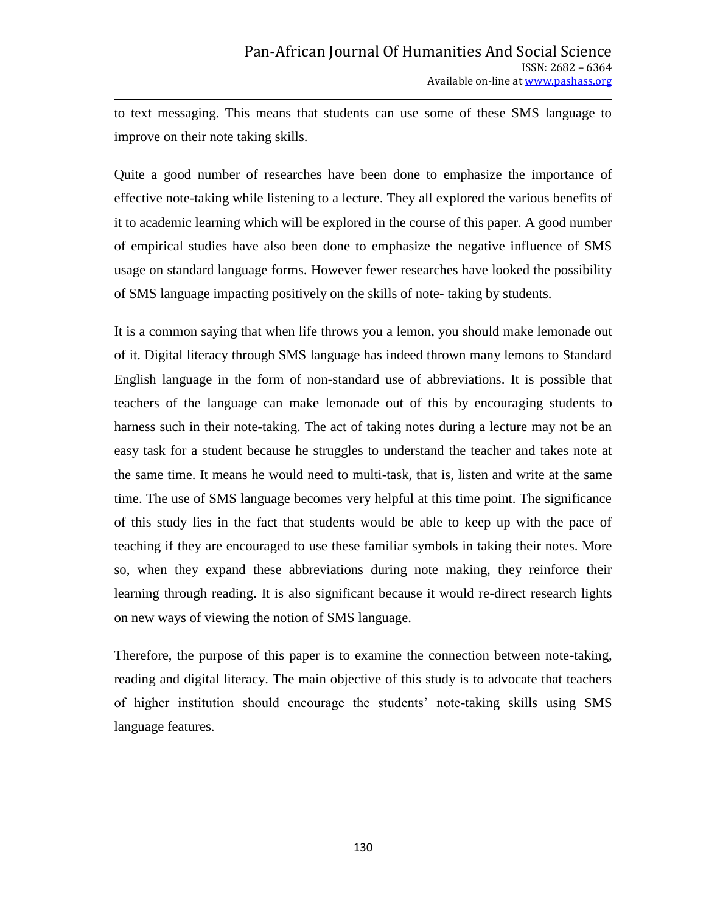to text messaging. This means that students can use some of these SMS language to improve on their note taking skills.

Quite a good number of researches have been done to emphasize the importance of effective note-taking while listening to a lecture. They all explored the various benefits of it to academic learning which will be explored in the course of this paper. A good number of empirical studies have also been done to emphasize the negative influence of SMS usage on standard language forms. However fewer researches have looked the possibility of SMS language impacting positively on the skills of note- taking by students.

It is a common saying that when life throws you a lemon, you should make lemonade out of it. Digital literacy through SMS language has indeed thrown many lemons to Standard English language in the form of non-standard use of abbreviations. It is possible that teachers of the language can make lemonade out of this by encouraging students to harness such in their note-taking. The act of taking notes during a lecture may not be an easy task for a student because he struggles to understand the teacher and takes note at the same time. It means he would need to multi-task, that is, listen and write at the same time. The use of SMS language becomes very helpful at this time point. The significance of this study lies in the fact that students would be able to keep up with the pace of teaching if they are encouraged to use these familiar symbols in taking their notes. More so, when they expand these abbreviations during note making, they reinforce their learning through reading. It is also significant because it would re-direct research lights on new ways of viewing the notion of SMS language.

Therefore, the purpose of this paper is to examine the connection between note-taking, reading and digital literacy. The main objective of this study is to advocate that teachers of higher institution should encourage the students' note-taking skills using SMS language features.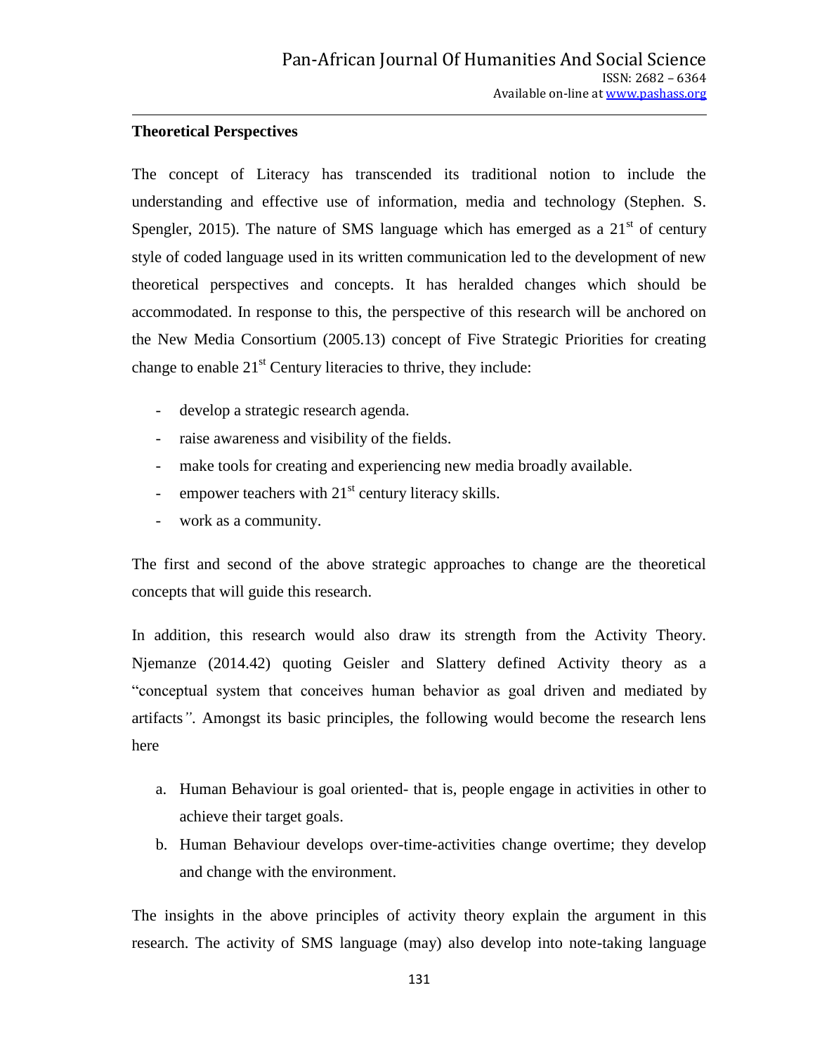**Theoretical Perspectives**

The concept of Literacy has transcended its traditional notion to include the understanding and effective use of information, media and technology (Stephen. S. Spengler, 2015). The nature of SMS language which has emerged as a 21st of century style of coded language used in its written communication led to the development of new theoretical perspectives and concepts. It has heralded changes which should be accommodated. In response to this, the perspective of this research will be anchored on the New Media Consortium (2005.13) concept of Five Strategic Priorities for creating change to enable 21st Century literacies to thrive, they include:

- develop a strategic research agenda.
- raise awareness and visibility of the fields.
- make tools for creating and experiencing new media broadly available.
- empower teachers with 21st century literacy skills.
- work as a community.

The first and second of the above strategic approaches to change are the theoretical concepts that will guide this research.

In addition, this research would also draw its strength from the Activity Theory. Njemanze (2014.42) quoting Geisler and Slattery defined Activity theory as a "conceptual system that conceives human behavior as goal driven and mediated by artifacts*"*. Amongst its basic principles, the following would become the research lens here

a. Human Behaviour is goal oriented- that is, people engage in activities in other to achieve their target goals.
b. Human Behaviour develops over-time-activities change overtime; they develop and change with the environment.

The insights in the above principles of activity theory explain the argument in this research. The activity of SMS language (may) also develop into note-taking language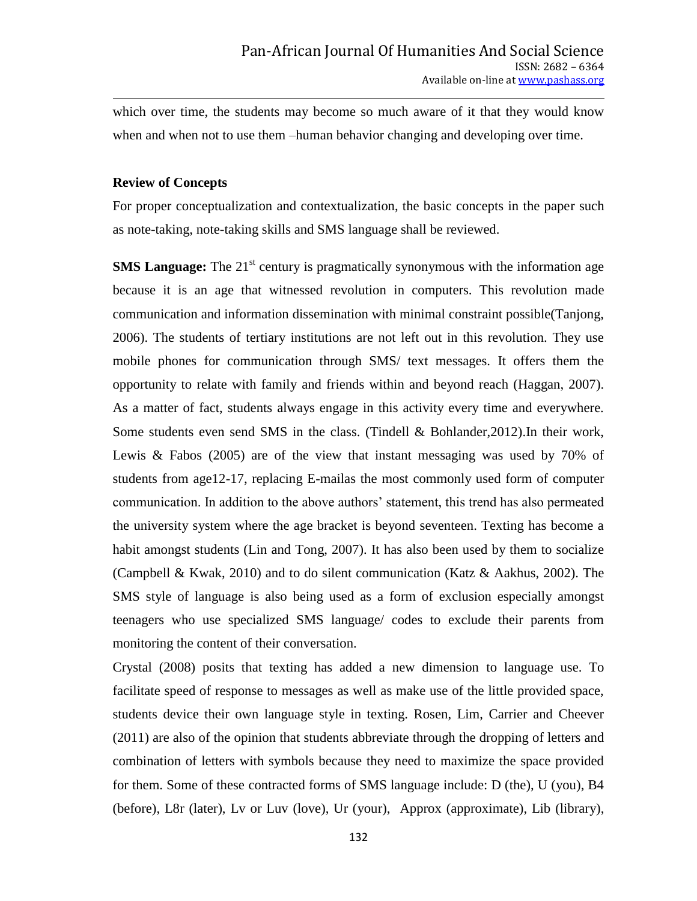which over time, the students may become so much aware of it that they would know when and when not to use them –human behavior changing and developing over time.

**Review of Concepts**

For proper conceptualization and contextualization, the basic concepts in the paper such as note-taking, note-taking skills and SMS language shall be reviewed.

**SMS Language:** The 21st century is pragmatically synonymous with the information age because it is an age that witnessed revolution in computers. This revolution made communication and information dissemination with minimal constraint possible(Tanjong, 2006). The students of tertiary institutions are not left out in this revolution. They use mobile phones for communication through SMS/ text messages. It offers them the opportunity to relate with family and friends within and beyond reach (Haggan, 2007). As a matter of fact, students always engage in this activity every time and everywhere. Some students even send SMS in the class. (Tindell & Bohlander,2012).In their work, Lewis & Fabos (2005) are of the view that instant messaging was used by 70% of students from age12-17, replacing E-mailas the most commonly used form of computer communication. In addition to the above authors' statement, this trend has also permeated the university system where the age bracket is beyond seventeen. Texting has become a habit amongst students (Lin and Tong, 2007). It has also been used by them to socialize (Campbell & Kwak, 2010) and to do silent communication (Katz & Aakhus, 2002). The SMS style of language is also being used as a form of exclusion especially amongst teenagers who use specialized SMS language/ codes to exclude their parents from monitoring the content of their conversation.

Crystal (2008) posits that texting has added a new dimension to language use. To facilitate speed of response to messages as well as make use of the little provided space, students device their own language style in texting. Rosen, Lim, Carrier and Cheever (2011) are also of the opinion that students abbreviate through the dropping of letters and combination of letters with symbols because they need to maximize the space provided for them. Some of these contracted forms of SMS language include: D (the), U (you), B4 (before), L8r (later), Lv or Luv (love), Ur (your), Approx (approximate), Lib (library),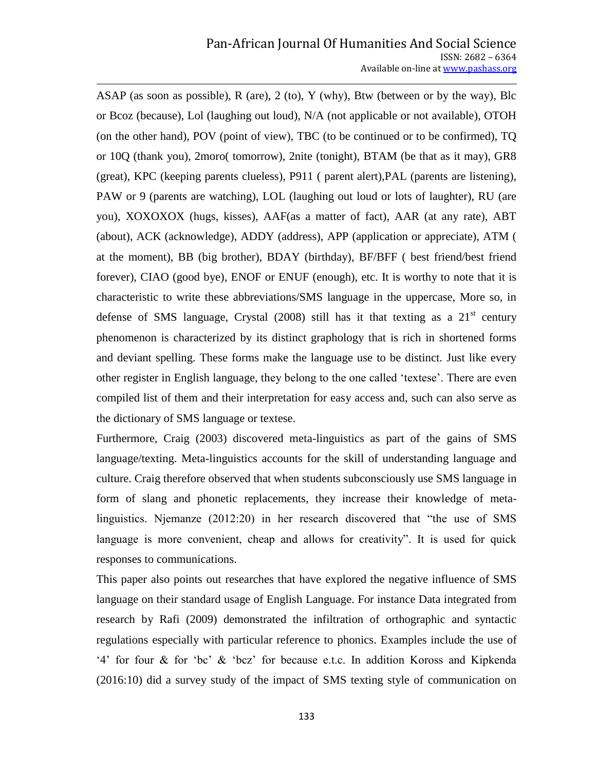ASAP (as soon as possible), R (are), 2 (to), Y (why), Btw (between or by the way), Blc or Bcoz (because), Lol (laughing out loud), N/A (not applicable or not available), OTOH (on the other hand), POV (point of view), TBC (to be continued or to be confirmed), TQ or 10Q (thank you), 2moro( tomorrow), 2nite (tonight), BTAM (be that as it may), GR8 (great), KPC (keeping parents clueless), P911 ( parent alert),PAL (parents are listening), PAW or 9 (parents are watching), LOL (laughing out loud or lots of laughter), RU (are you), XOXOXOX (hugs, kisses), AAF(as a matter of fact), AAR (at any rate), ABT (about), ACK (acknowledge), ADDY (address), APP (application or appreciate), ATM ( at the moment), BB (big brother), BDAY (birthday), BF/BFF ( best friend/best friend forever), CIAO (good bye), ENOF or ENUF (enough), etc. It is worthy to note that it is characteristic to write these abbreviations/SMS language in the uppercase, More so, in defense of SMS language, Crystal (2008) still has it that texting as a 21st century phenomenon is characterized by its distinct graphology that is rich in shortened forms and deviant spelling. These forms make the language use to be distinct. Just like every other register in English language, they belong to the one called 'textese'. There are even compiled list of them and their interpretation for easy access and, such can also serve as the dictionary of SMS language or textese.

Furthermore, Craig (2003) discovered meta-linguistics as part of the gains of SMS language/texting. Meta-linguistics accounts for the skill of understanding language and culture. Craig therefore observed that when students subconsciously use SMS language in form of slang and phonetic replacements, they increase their knowledge of meta-linguistics. Njemanze (2012:20) in her research discovered that "the use of SMS language is more convenient, cheap and allows for creativity". It is used for quick responses to communications.

This paper also points out researches that have explored the negative influence of SMS language on their standard usage of English Language. For instance Data integrated from research by Rafi (2009) demonstrated the infiltration of orthographic and syntactic regulations especially with particular reference to phonics. Examples include the use of '4' for four & for 'bc' & 'bcz' for because e.t.c. In addition Koross and Kipkenda (2016:10) did a survey study of the impact of SMS texting style of communication on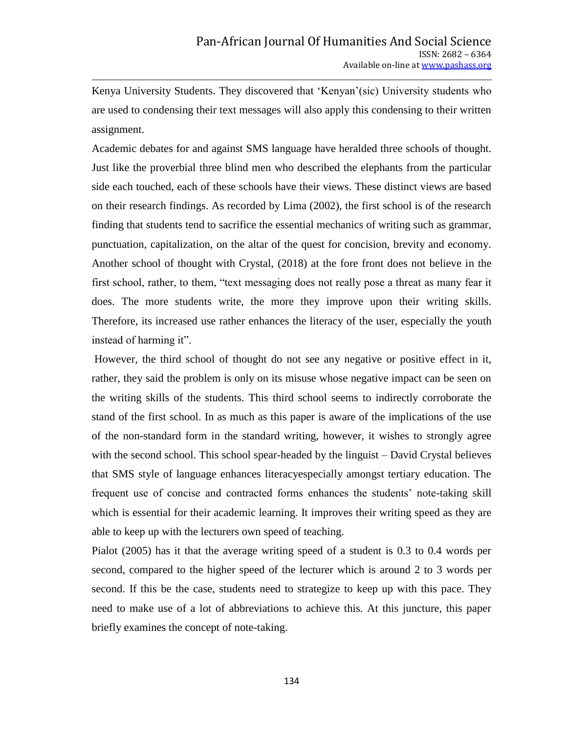Kenya University Students. They discovered that 'Kenyan'(sic) University students who are used to condensing their text messages will also apply this condensing to their written assignment.

Academic debates for and against SMS language have heralded three schools of thought. Just like the proverbial three blind men who described the elephants from the particular side each touched, each of these schools have their views. These distinct views are based on their research findings. As recorded by Lima (2002), the first school is of the research finding that students tend to sacrifice the essential mechanics of writing such as grammar, punctuation, capitalization, on the altar of the quest for concision, brevity and economy. Another school of thought with Crystal, (2018) at the fore front does not believe in the first school, rather, to them, "text messaging does not really pose a threat as many fear it does. The more students write, the more they improve upon their writing skills. Therefore, its increased use rather enhances the literacy of the user, especially the youth instead of harming it".

However, the third school of thought do not see any negative or positive effect in it, rather, they said the problem is only on its misuse whose negative impact can be seen on the writing skills of the students. This third school seems to indirectly corroborate the stand of the first school. In as much as this paper is aware of the implications of the use of the non-standard form in the standard writing, however, it wishes to strongly agree with the second school. This school spear-headed by the linguist – David Crystal believes that SMS style of language enhances literacyespecially amongst tertiary education. The frequent use of concise and contracted forms enhances the students' note-taking skill which is essential for their academic learning. It improves their writing speed as they are able to keep up with the lecturers own speed of teaching.

Pialot (2005) has it that the average writing speed of a student is 0.3 to 0.4 words per second, compared to the higher speed of the lecturer which is around 2 to 3 words per second. If this be the case, students need to strategize to keep up with this pace. They need to make use of a lot of abbreviations to achieve this. At this juncture, this paper briefly examines the concept of note-taking.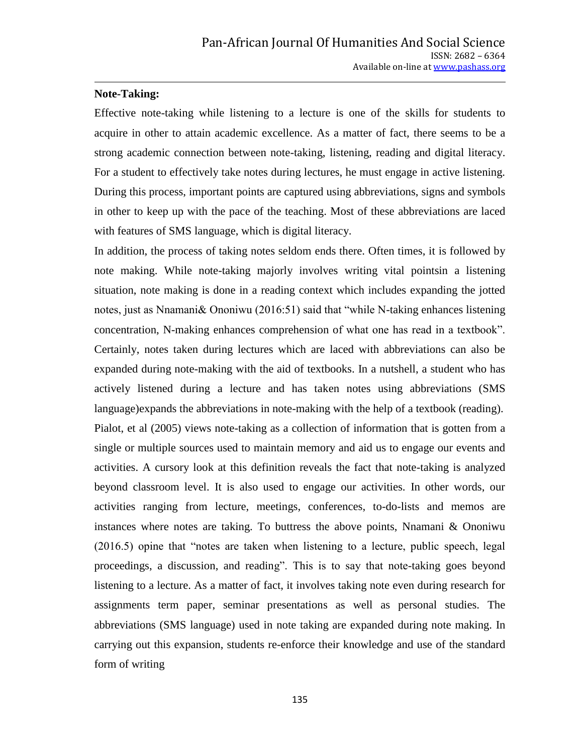**Note-Taking:**

Effective note-taking while listening to a lecture is one of the skills for students to acquire in other to attain academic excellence. As a matter of fact, there seems to be a strong academic connection between note-taking, listening, reading and digital literacy. For a student to effectively take notes during lectures, he must engage in active listening. During this process, important points are captured using abbreviations, signs and symbols in other to keep up with the pace of the teaching. Most of these abbreviations are laced with features of SMS language, which is digital literacy.

In addition, the process of taking notes seldom ends there. Often times, it is followed by note making. While note-taking majorly involves writing vital pointsin a listening situation, note making is done in a reading context which includes expanding the jotted notes, just as Nnamani& Ononiwu (2016:51) said that "while N-taking enhances listening concentration, N-making enhances comprehension of what one has read in a textbook". Certainly, notes taken during lectures which are laced with abbreviations can also be expanded during note-making with the aid of textbooks. In a nutshell, a student who has actively listened during a lecture and has taken notes using abbreviations (SMS language)expands the abbreviations in note-making with the help of a textbook (reading).

Pialot, et al (2005) views note-taking as a collection of information that is gotten from a single or multiple sources used to maintain memory and aid us to engage our events and activities. A cursory look at this definition reveals the fact that note-taking is analyzed beyond classroom level. It is also used to engage our activities. In other words, our activities ranging from lecture, meetings, conferences, to-do-lists and memos are instances where notes are taking. To buttress the above points, Nnamani & Ononiwu (2016.5) opine that "notes are taken when listening to a lecture, public speech, legal proceedings, a discussion, and reading". This is to say that note-taking goes beyond listening to a lecture. As a matter of fact, it involves taking note even during research for assignments term paper, seminar presentations as well as personal studies. The abbreviations (SMS language) used in note taking are expanded during note making. In carrying out this expansion, students re-enforce their knowledge and use of the standard form of writing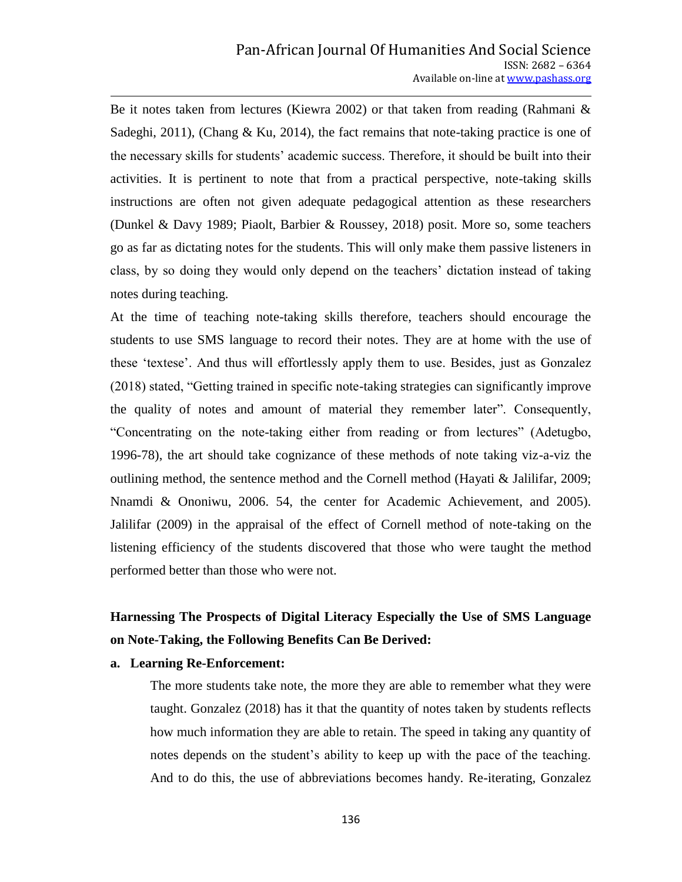Be it notes taken from lectures (Kiewra 2002) or that taken from reading (Rahmani & Sadeghi, 2011), (Chang & Ku, 2014), the fact remains that note-taking practice is one of the necessary skills for students' academic success. Therefore, it should be built into their activities. It is pertinent to note that from a practical perspective, note-taking skills instructions are often not given adequate pedagogical attention as these researchers (Dunkel & Davy 1989; Piaolt, Barbier & Roussey, 2018) posit. More so, some teachers go as far as dictating notes for the students. This will only make them passive listeners in class, by so doing they would only depend on the teachers' dictation instead of taking notes during teaching.

At the time of teaching note-taking skills therefore, teachers should encourage the students to use SMS language to record their notes. They are at home with the use of these 'textese'. And thus will effortlessly apply them to use. Besides, just as Gonzalez (2018) stated, "Getting trained in specific note-taking strategies can significantly improve the quality of notes and amount of material they remember later". Consequently, "Concentrating on the note-taking either from reading or from lectures" (Adetugbo, 1996-78), the art should take cognizance of these methods of note taking viz-a-viz the outlining method, the sentence method and the Cornell method (Hayati & Jalilifar, 2009; Nnamdi & Ononiwu, 2006. 54, the center for Academic Achievement, and 2005). Jalilifar (2009) in the appraisal of the effect of Cornell method of note-taking on the listening efficiency of the students discovered that those who were taught the method performed better than those who were not.

## Harnessing The Prospects of Digital Literacy Especially the Use of SMS Language on Note-Taking, the Following Benefits Can Be Derived:

**a. Learning Re-Enforcement:**

The more students take note, the more they are able to remember what they were taught. Gonzalez (2018) has it that the quantity of notes taken by students reflects how much information they are able to retain. The speed in taking any quantity of notes depends on the student's ability to keep up with the pace of the teaching. And to do this, the use of abbreviations becomes handy. Re-iterating, Gonzalez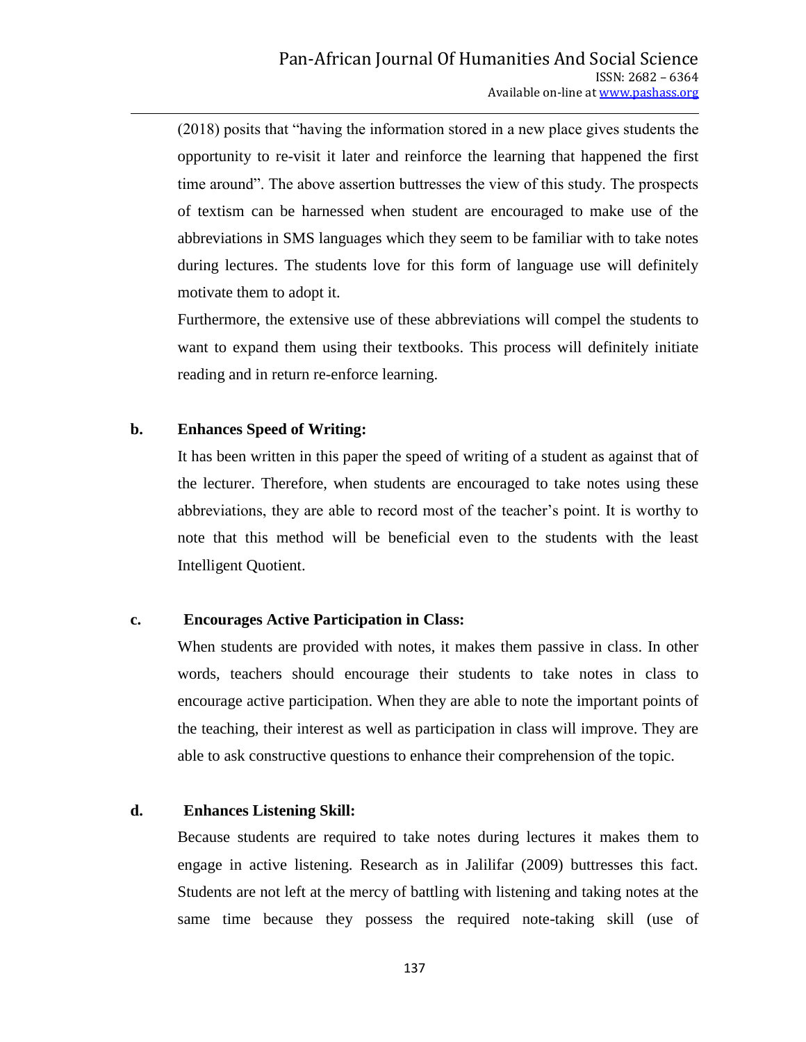(2018) posits that "having the information stored in a new place gives students the opportunity to re-visit it later and reinforce the learning that happened the first time around". The above assertion buttresses the view of this study. The prospects of textism can be harnessed when student are encouraged to make use of the abbreviations in SMS languages which they seem to be familiar with to take notes during lectures. The students love for this form of language use will definitely motivate them to adopt it.

Furthermore, the extensive use of these abbreviations will compel the students to want to expand them using their textbooks. This process will definitely initiate reading and in return re-enforce learning.

**b. Enhances Speed of Writing:**

It has been written in this paper the speed of writing of a student as against that of the lecturer. Therefore, when students are encouraged to take notes using these abbreviations, they are able to record most of the teacher's point. It is worthy to note that this method will be beneficial even to the students with the least Intelligent Quotient.

**c. Encourages Active Participation in Class:**

When students are provided with notes, it makes them passive in class. In other words, teachers should encourage their students to take notes in class to encourage active participation. When they are able to note the important points of the teaching, their interest as well as participation in class will improve. They are able to ask constructive questions to enhance their comprehension of the topic.

**d. Enhances Listening Skill:**

Because students are required to take notes during lectures it makes them to engage in active listening. Research as in Jalilifar (2009) buttresses this fact. Students are not left at the mercy of battling with listening and taking notes at the same time because they possess the required note-taking skill (use of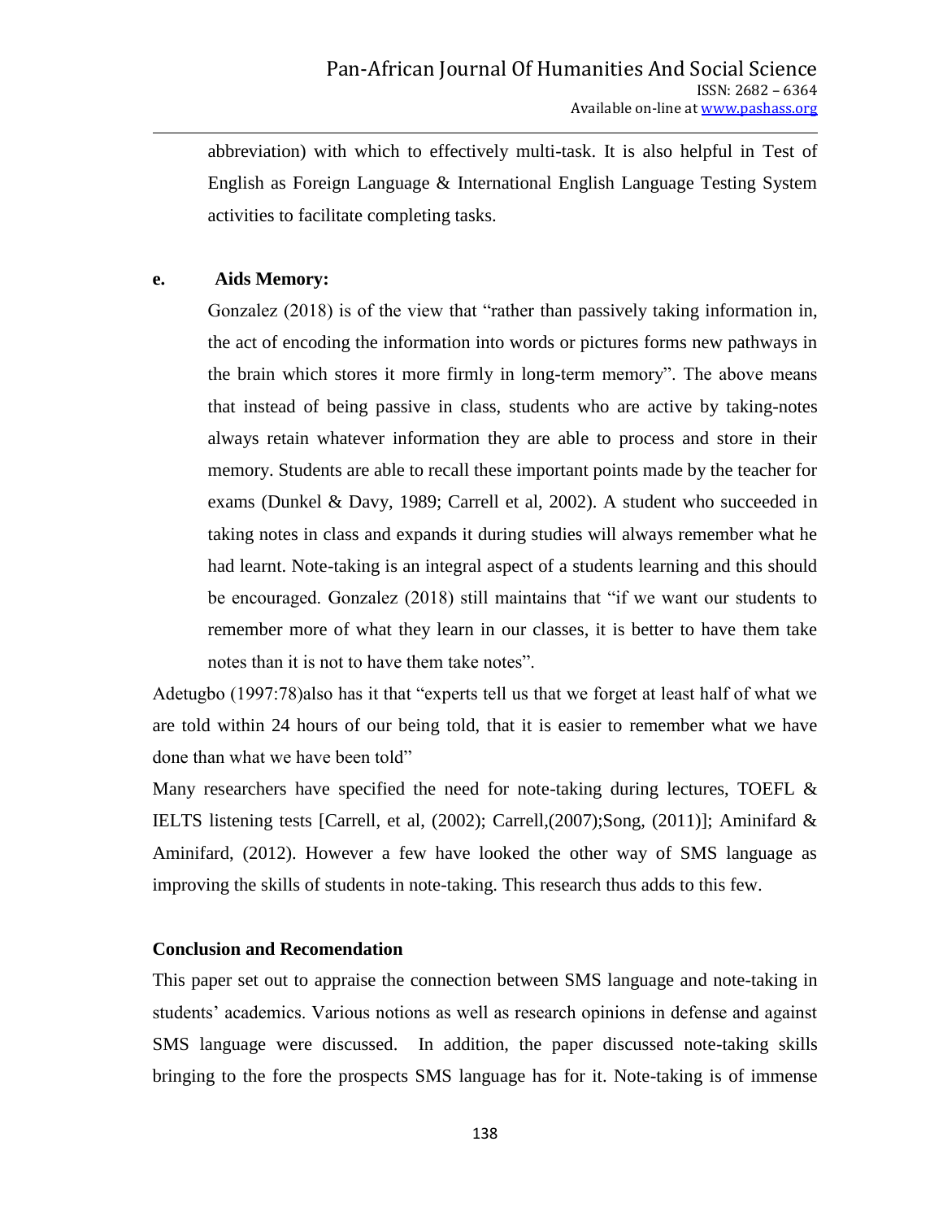abbreviation) with which to effectively multi-task. It is also helpful in Test of English as Foreign Language & International English Language Testing System activities to facilitate completing tasks.

**e. Aids Memory:**

Gonzalez (2018) is of the view that "rather than passively taking information in, the act of encoding the information into words or pictures forms new pathways in the brain which stores it more firmly in long-term memory". The above means that instead of being passive in class, students who are active by taking-notes always retain whatever information they are able to process and store in their memory. Students are able to recall these important points made by the teacher for exams (Dunkel & Davy, 1989; Carrell et al, 2002). A student who succeeded in taking notes in class and expands it during studies will always remember what he had learnt. Note-taking is an integral aspect of a students learning and this should be encouraged. Gonzalez (2018) still maintains that "if we want our students to remember more of what they learn in our classes, it is better to have them take notes than it is not to have them take notes".

Adetugbo (1997:78)also has it that "experts tell us that we forget at least half of what we are told within 24 hours of our being told, that it is easier to remember what we have done than what we have been told"

Many researchers have specified the need for note-taking during lectures, TOEFL & IELTS listening tests [Carrell, et al, (2002); Carrell,(2007);Song, (2011)]; Aminifard & Aminifard, (2012). However a few have looked the other way of SMS language as improving the skills of students in note-taking. This research thus adds to this few.

**Conclusion and Recomendation**

This paper set out to appraise the connection between SMS language and note-taking in students' academics. Various notions as well as research opinions in defense and against SMS language were discussed. In addition, the paper discussed note-taking skills bringing to the fore the prospects SMS language has for it. Note-taking is of immense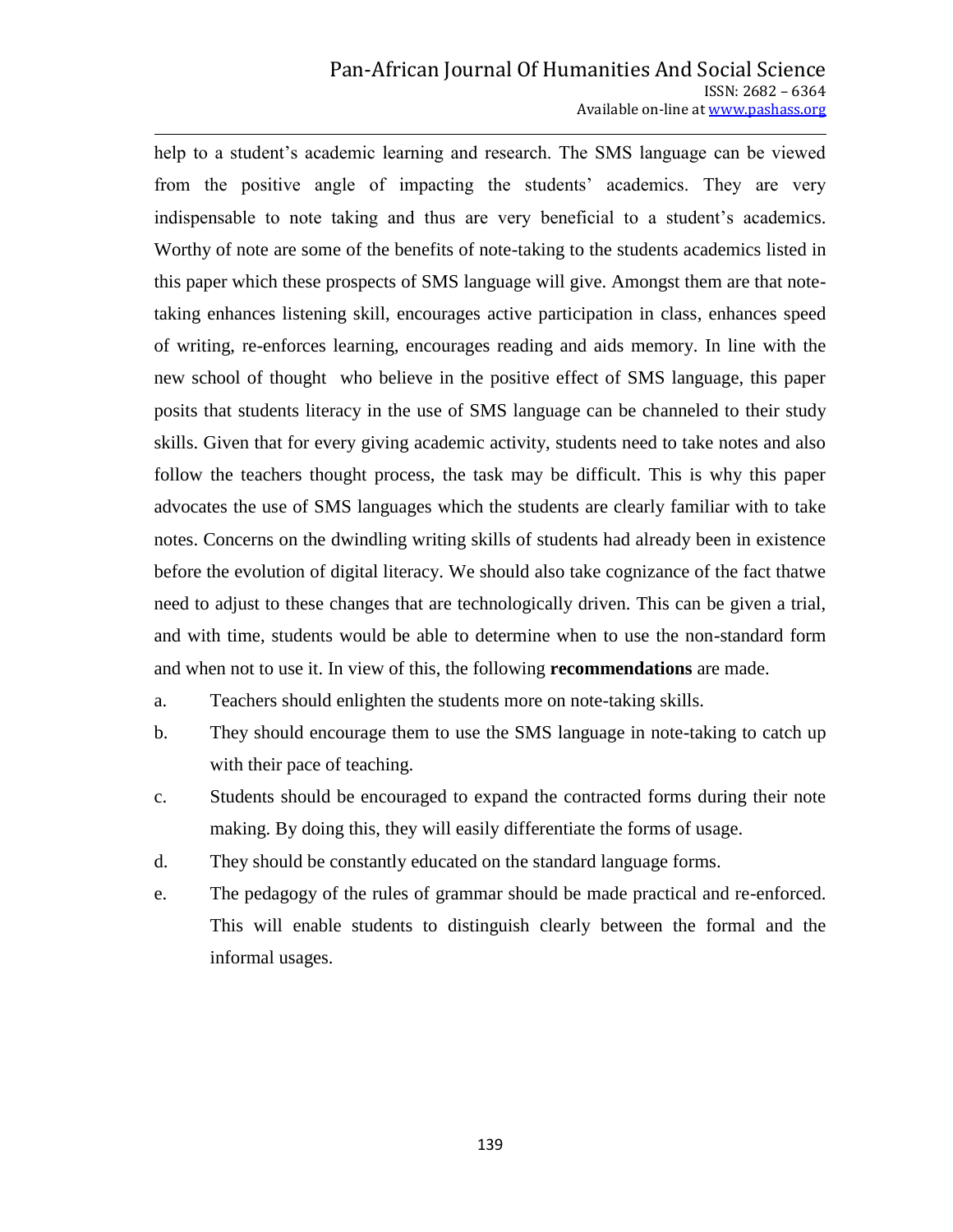help to a student's academic learning and research. The SMS language can be viewed from the positive angle of impacting the students' academics. They are very indispensable to note taking and thus are very beneficial to a student's academics. Worthy of note are some of the benefits of note-taking to the students academics listed in this paper which these prospects of SMS language will give. Amongst them are that note-taking enhances listening skill, encourages active participation in class, enhances speed of writing, re-enforces learning, encourages reading and aids memory. In line with the new school of thought who believe in the positive effect of SMS language, this paper posits that students literacy in the use of SMS language can be channeled to their study skills. Given that for every giving academic activity, students need to take notes and also follow the teachers thought process, the task may be difficult. This is why this paper advocates the use of SMS languages which the students are clearly familiar with to take notes. Concerns on the dwindling writing skills of students had already been in existence before the evolution of digital literacy. We should also take cognizance of the fact thatwe need to adjust to these changes that are technologically driven. This can be given a trial, and with time, students would be able to determine when to use the non-standard form and when not to use it. In view of this, the following **recommendations** are made.

a. Teachers should enlighten the students more on note-taking skills.

b. They should encourage them to use the SMS language in note-taking to catch up with their pace of teaching.

c. Students should be encouraged to expand the contracted forms during their note making. By doing this, they will easily differentiate the forms of usage.

d. They should be constantly educated on the standard language forms.

e. The pedagogy of the rules of grammar should be made practical and re-enforced. This will enable students to distinguish clearly between the formal and the informal usages.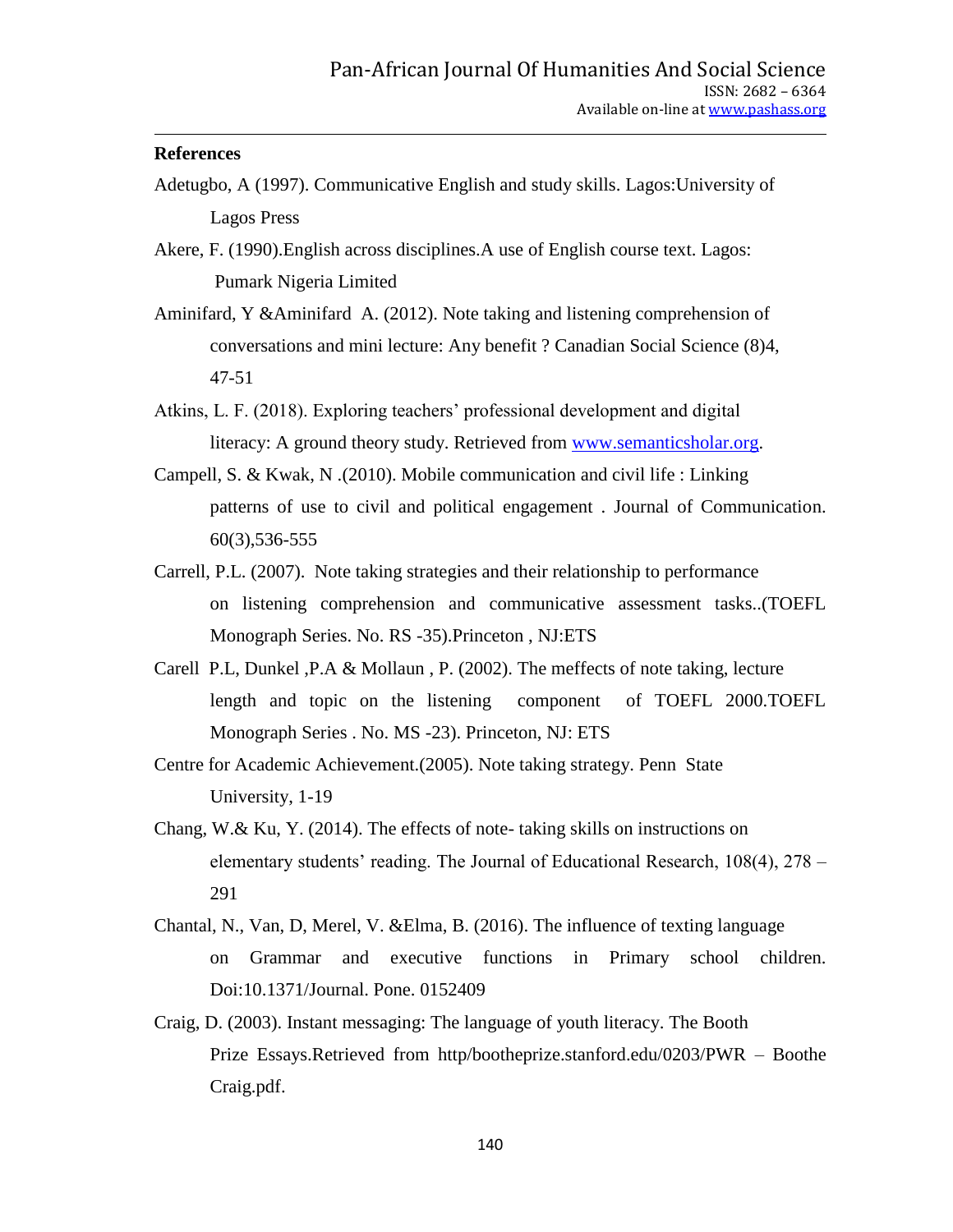**References**

Adetugbo, A (1997). Communicative English and study skills. Lagos:University of Lagos Press

Akere, F. (1990).English across disciplines.A use of English course text. Lagos: Pumark Nigeria Limited

Aminifard, Y &Aminifard A. (2012). Note taking and listening comprehension of conversations and mini lecture: Any benefit ? Canadian Social Science (8)4, 47-51

Atkins, L. F. (2018). Exploring teachers' professional development and digital literacy: A ground theory study. Retrieved from www.semanticsholar.org.

Campell, S. & Kwak, N .(2010). Mobile communication and civil life : Linking patterns of use to civil and political engagement . Journal of Communication. 60(3),536-555

Carrell, P.L. (2007). Note taking strategies and their relationship to performance on listening comprehension and communicative assessment tasks..(TOEFL Monograph Series. No. RS -35).Princeton , NJ:ETS

Carell P.L, Dunkel ,P.A & Mollaun , P. (2002). The meffects of note taking, lecture length and topic on the listening component of TOEFL 2000.TOEFL Monograph Series . No. MS -23). Princeton, NJ: ETS

Centre for Academic Achievement.(2005). Note taking strategy. Penn State University, 1-19

Chang, W.& Ku, Y. (2014). The effects of note- taking skills on instructions on elementary students' reading. The Journal of Educational Research, 108(4), 278 – 291

Chantal, N., Van, D, Merel, V. &Elma, B. (2016). The influence of texting language on Grammar and executive functions in Primary school children. Doi:10.1371/Journal. Pone. 0152409

Craig, D. (2003). Instant messaging: The language of youth literacy. The Booth Prize Essays.Retrieved from http/bootheprize.stanford.edu/0203/PWR – Boothe Craig.pdf.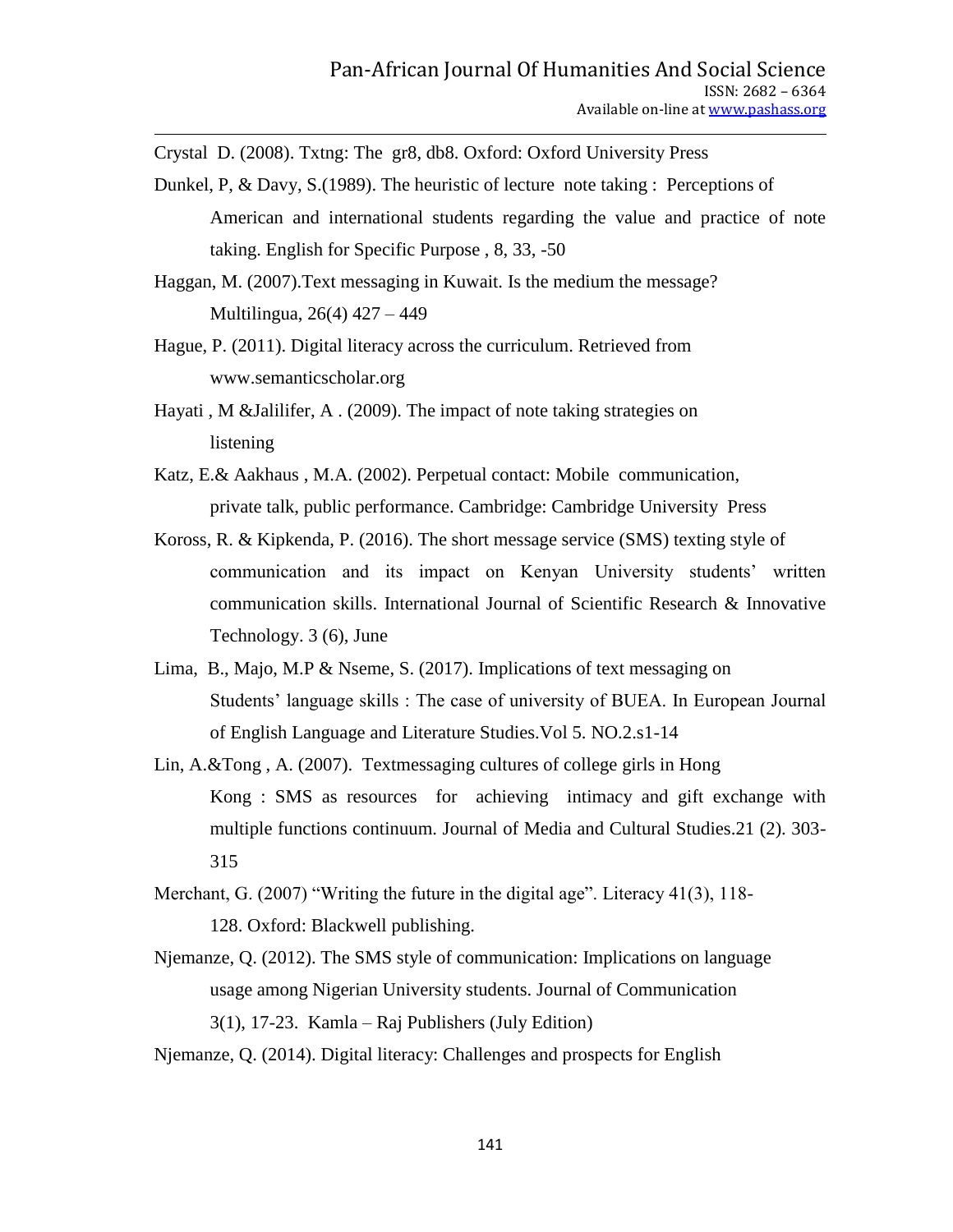Crystal D. (2008). Txtng: The gr8, db8. Oxford: Oxford University Press

Dunkel, P, & Davy, S.(1989). The heuristic of lecture note taking : Perceptions of American and international students regarding the value and practice of note taking. English for Specific Purpose , 8, 33, -50

Haggan, M. (2007).Text messaging in Kuwait. Is the medium the message? Multilingua, 26(4) 427 – 449

Hague, P. (2011). Digital literacy across the curriculum. Retrieved from www.semanticscholar.org

Hayati , M &Jalilifer, A . (2009). The impact of note taking strategies on listening

Katz, E.& Aakhaus , M.A. (2002). Perpetual contact: Mobile communication, private talk, public performance. Cambridge: Cambridge University Press

Koross, R. & Kipkenda, P. (2016). The short message service (SMS) texting style of communication and its impact on Kenyan University students' written communication skills. International Journal of Scientific Research & Innovative Technology. 3 (6), June

Lima, B., Majo, M.P & Nseme, S. (2017). Implications of text messaging on Students' language skills : The case of university of BUEA. In European Journal of English Language and Literature Studies.Vol 5. NO.2.s1-14

Lin, A.&Tong , A. (2007). Textmessaging cultures of college girls in Hong Kong : SMS as resources for achieving intimacy and gift exchange with multiple functions continuum. Journal of Media and Cultural Studies.21 (2). 303-315

Merchant, G. (2007) "Writing the future in the digital age". Literacy 41(3), 118-128. Oxford: Blackwell publishing.

Njemanze, Q. (2012). The SMS style of communication: Implications on language usage among Nigerian University students. Journal of Communication 3(1), 17-23. Kamla – Raj Publishers (July Edition)

Njemanze, Q. (2014). Digital literacy: Challenges and prospects for English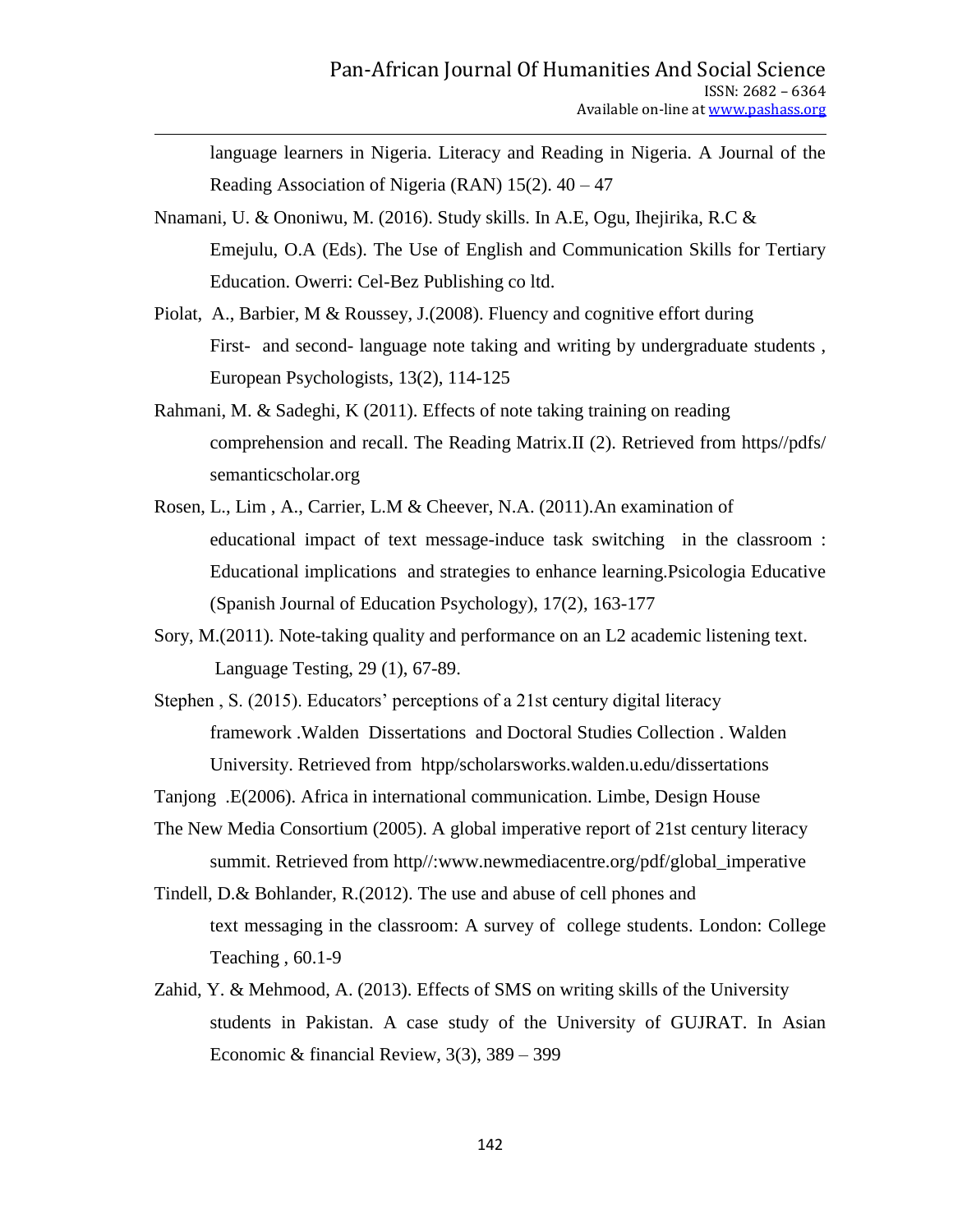language learners in Nigeria. Literacy and Reading in Nigeria. A Journal of the Reading Association of Nigeria (RAN) 15(2). 40 – 47

Nnamani, U. & Ononiwu, M. (2016). Study skills. In A.E, Ogu, Ihejirika, R.C & Emejulu, O.A (Eds). The Use of English and Communication Skills for Tertiary Education. Owerri: Cel-Bez Publishing co ltd.

Piolat, A., Barbier, M & Roussey, J.(2008). Fluency and cognitive effort during First- and second- language note taking and writing by undergraduate students , European Psychologists, 13(2), 114-125

Rahmani, M. & Sadeghi, K (2011). Effects of note taking training on reading comprehension and recall. The Reading Matrix.II (2). Retrieved from https//pdfs/ semanticscholar.org

Rosen, L., Lim , A., Carrier, L.M & Cheever, N.A. (2011).An examination of educational impact of text message-induce task switching in the classroom : Educational implications and strategies to enhance learning.Psicologia Educative (Spanish Journal of Education Psychology), 17(2), 163-177

Sory, M.(2011). Note-taking quality and performance on an L2 academic listening text. Language Testing, 29 (1), 67-89.

Stephen , S. (2015). Educators' perceptions of a 21st century digital literacy framework .Walden Dissertations and Doctoral Studies Collection . Walden University. Retrieved from htpp/scholarsworks.walden.u.edu/dissertations

Tanjong .E(2006). Africa in international communication. Limbe, Design House

The New Media Consortium (2005). A global imperative report of 21st century literacy summit. Retrieved from http//:www.newmediacentre.org/pdf/global_imperative

Tindell, D.& Bohlander, R.(2012). The use and abuse of cell phones and text messaging in the classroom: A survey of college students. London: College Teaching , 60.1-9

Zahid, Y. & Mehmood, A. (2013). Effects of SMS on writing skills of the University students in Pakistan. A case study of the University of GUJRAT. In Asian Economic & financial Review, 3(3), 389 – 399